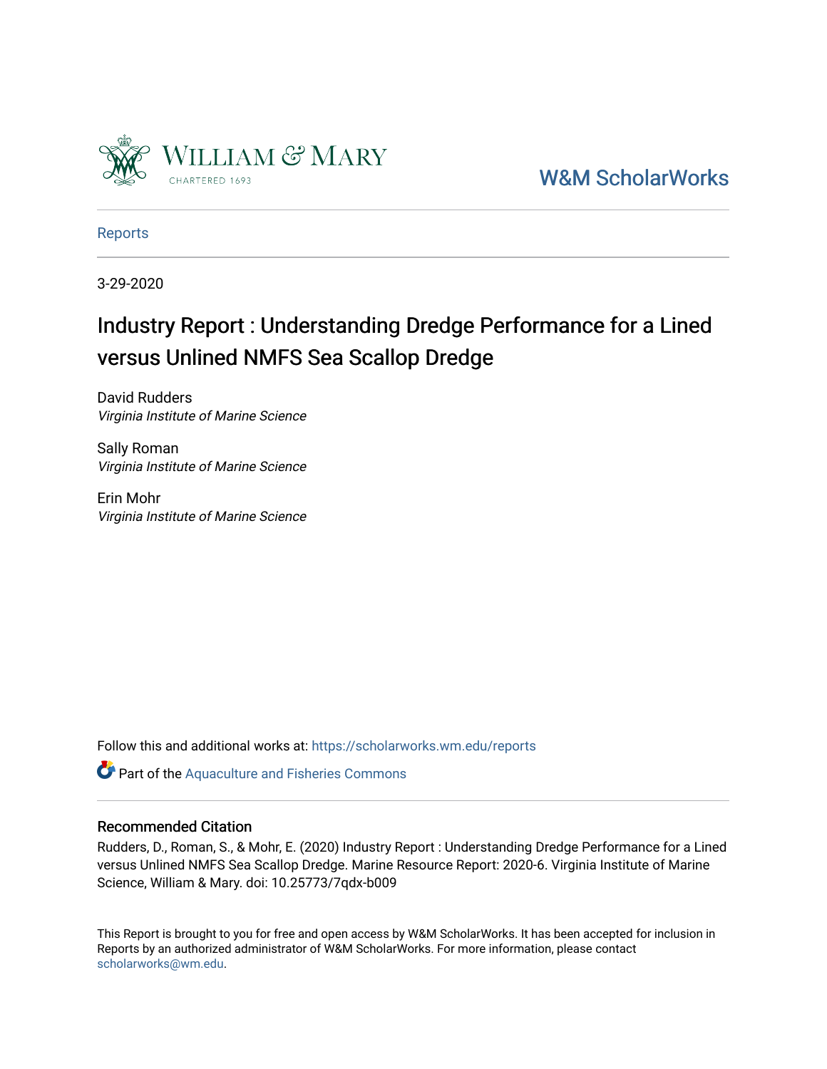William & Mary

CHARTERED 1693

W&M ScholarWorks

Reports

3-29-2020

# Industry Report : Understanding Dredge Performance for a Lined versus Unlined NMFS Sea Scallop Dredge

David Rudders
*Virginia Institute of Marine Science*

Sally Roman
*Virginia Institute of Marine Science*

Erin Mohr
*Virginia Institute of Marine Science*

Follow this and additional works at: https://scholarworks.wm.edu/reports

Part of the Aquaculture and Fisheries Commons

## Recommended Citation

Rudders, D., Roman, S., & Mohr, E. (2020) Industry Report : Understanding Dredge Performance for a Lined versus Unlined NMFS Sea Scallop Dredge. Marine Resource Report: 2020-6. Virginia Institute of Marine Science, William & Mary. doi: 10.25773/7qdx-b009

This Report is brought to you for free and open access by W&M ScholarWorks. It has been accepted for inclusion in Reports by an authorized administrator of W&M ScholarWorks. For more information, please contact scholarworks@wm.edu.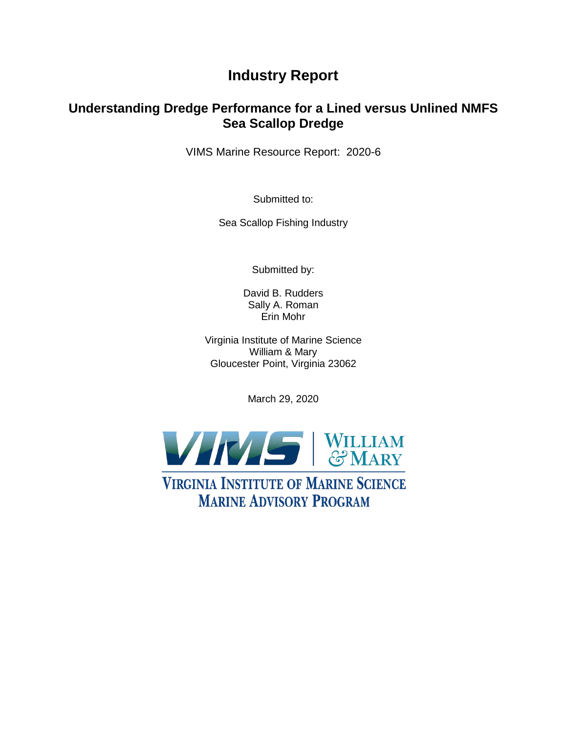# Industry Report

## Understanding Dredge Performance for a Lined versus Unlined NMFS Sea Scallop Dredge

VIMS Marine Resource Report: 2020-6

Submitted to:

Sea Scallop Fishing Industry

Submitted by:

David B. Rudders  
Sally A. Roman  
Erin Mohr

Virginia Institute of Marine Science  
William & Mary  
Gloucester Point, Virginia 23062

March 29, 2020

VIMS | WILLIAM & MARY

VIRGINIA INSTITUTE OF MARINE SCIENCE  
MARINE ADVISORY PROGRAM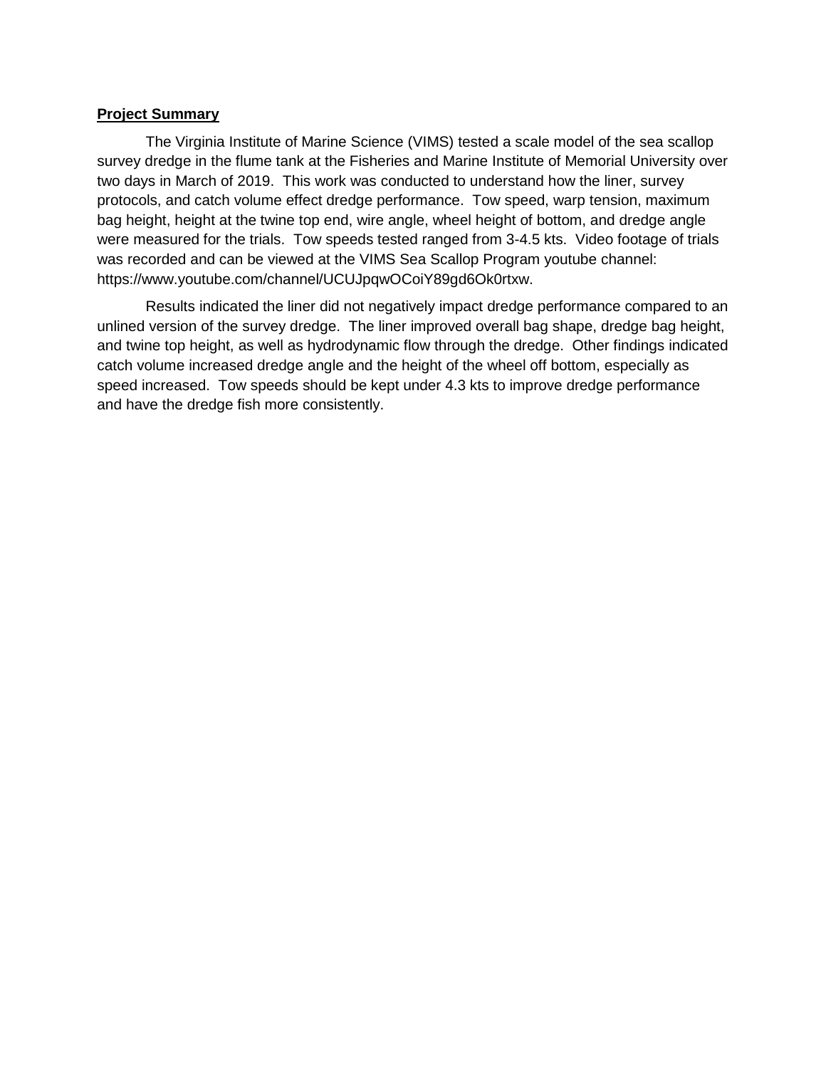**Project Summary**

The Virginia Institute of Marine Science (VIMS) tested a scale model of the sea scallop survey dredge in the flume tank at the Fisheries and Marine Institute of Memorial University over two days in March of 2019. This work was conducted to understand how the liner, survey protocols, and catch volume effect dredge performance. Tow speed, warp tension, maximum bag height, height at the twine top end, wire angle, wheel height of bottom, and dredge angle were measured for the trials. Tow speeds tested ranged from 3-4.5 kts. Video footage of trials was recorded and can be viewed at the VIMS Sea Scallop Program youtube channel: https://www.youtube.com/channel/UCUJpqwOCoiY89gd6Ok0rtxw.

Results indicated the liner did not negatively impact dredge performance compared to an unlined version of the survey dredge. The liner improved overall bag shape, dredge bag height, and twine top height, as well as hydrodynamic flow through the dredge. Other findings indicated catch volume increased dredge angle and the height of the wheel off bottom, especially as speed increased. Tow speeds should be kept under 4.3 kts to improve dredge performance and have the dredge fish more consistently.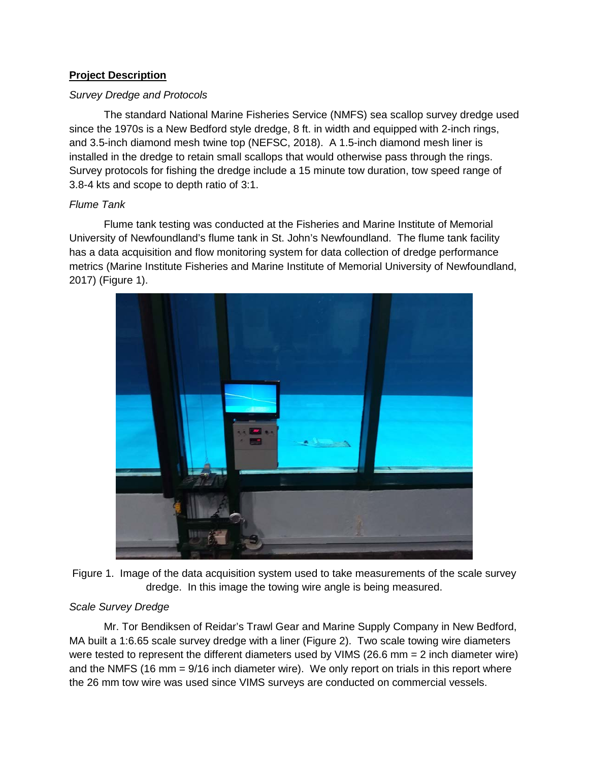## **Project Description**

*Survey Dredge and Protocols*

The standard National Marine Fisheries Service (NMFS) sea scallop survey dredge used since the 1970s is a New Bedford style dredge, 8 ft. in width and equipped with 2-inch rings, and 3.5-inch diamond mesh twine top (NEFSC, 2018). A 1.5-inch diamond mesh liner is installed in the dredge to retain small scallops that would otherwise pass through the rings. Survey protocols for fishing the dredge include a 15 minute tow duration, tow speed range of 3.8-4 kts and scope to depth ratio of 3:1.

*Flume Tank*

Flume tank testing was conducted at the Fisheries and Marine Institute of Memorial University of Newfoundland's flume tank in St. John's Newfoundland. The flume tank facility has a data acquisition and flow monitoring system for data collection of dredge performance metrics (Marine Institute Fisheries and Marine Institute of Memorial University of Newfoundland, 2017) (Figure 1).

Figure 1. Image of the data acquisition system used to take measurements of the scale survey dredge. In this image the towing wire angle is being measured.

*Scale Survey Dredge*

Mr. Tor Bendiksen of Reidar's Trawl Gear and Marine Supply Company in New Bedford, MA built a 1:6.65 scale survey dredge with a liner (Figure 2). Two scale towing wire diameters were tested to represent the different diameters used by VIMS (26.6 mm = 2 inch diameter wire) and the NMFS (16 mm = 9/16 inch diameter wire). We only report on trials in this report where the 26 mm tow wire was used since VIMS surveys are conducted on commercial vessels.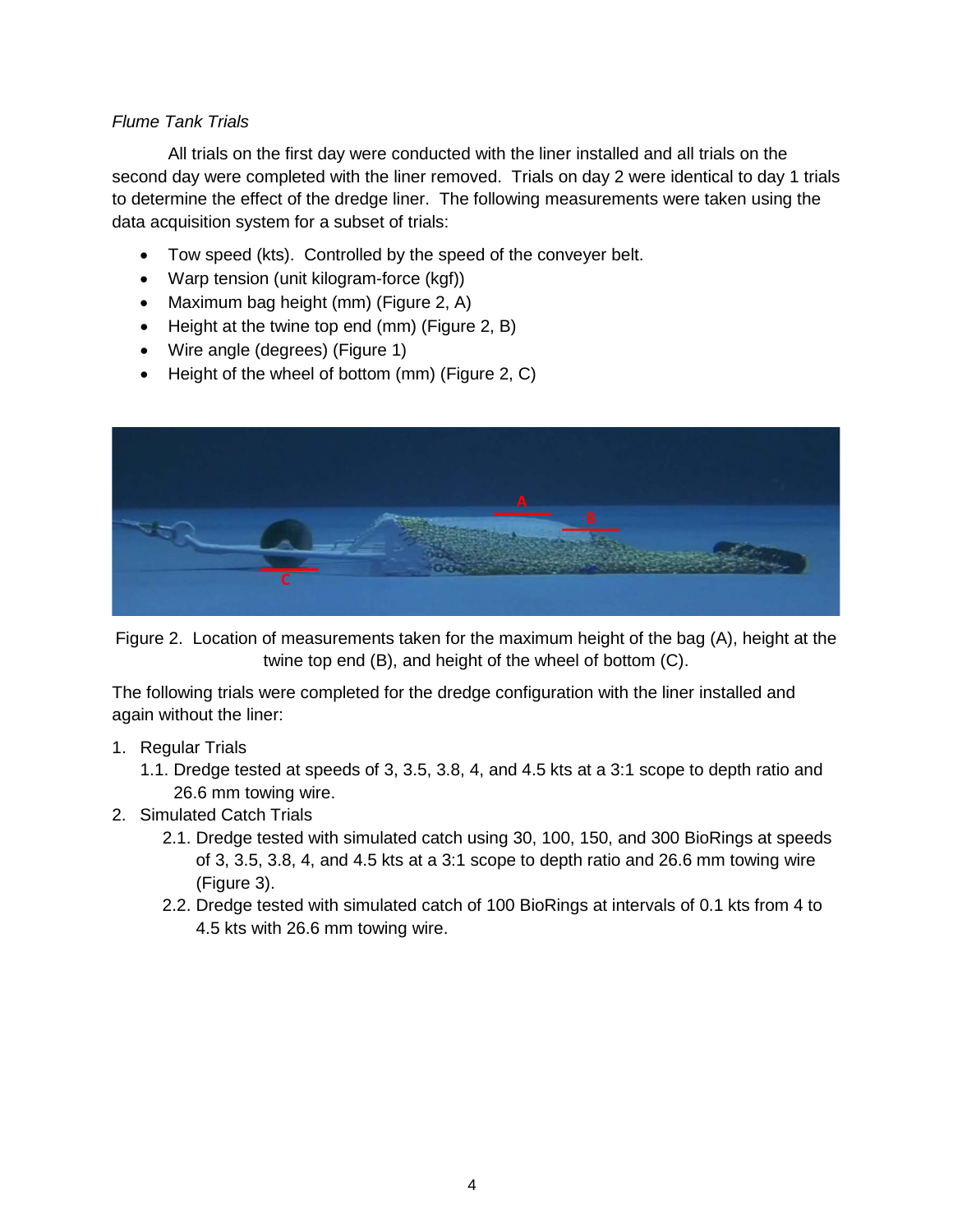*Flume Tank Trials*

All trials on the first day were conducted with the liner installed and all trials on the second day were completed with the liner removed. Trials on day 2 were identical to day 1 trials to determine the effect of the dredge liner. The following measurements were taken using the data acquisition system for a subset of trials:

- Tow speed (kts). Controlled by the speed of the conveyer belt.
- Warp tension (unit kilogram-force (kgf))
- Maximum bag height (mm) (Figure 2, A)
- Height at the twine top end (mm) (Figure 2, B)
- Wire angle (degrees) (Figure 1)
- Height of the wheel of bottom (mm) (Figure 2, C)

Figure 2. Location of measurements taken for the maximum height of the bag (A), height at the twine top end (B), and height of the wheel of bottom (C).

The following trials were completed for the dredge configuration with the liner installed and again without the liner:

1. Regular Trials
   1.1. Dredge tested at speeds of 3, 3.5, 3.8, 4, and 4.5 kts at a 3:1 scope to depth ratio and 26.6 mm towing wire.
2. Simulated Catch Trials
   2.1. Dredge tested with simulated catch using 30, 100, 150, and 300 BioRings at speeds of 3, 3.5, 3.8, 4, and 4.5 kts at a 3:1 scope to depth ratio and 26.6 mm towing wire (Figure 3).
   2.2. Dredge tested with simulated catch of 100 BioRings at intervals of 0.1 kts from 4 to 4.5 kts with 26.6 mm towing wire.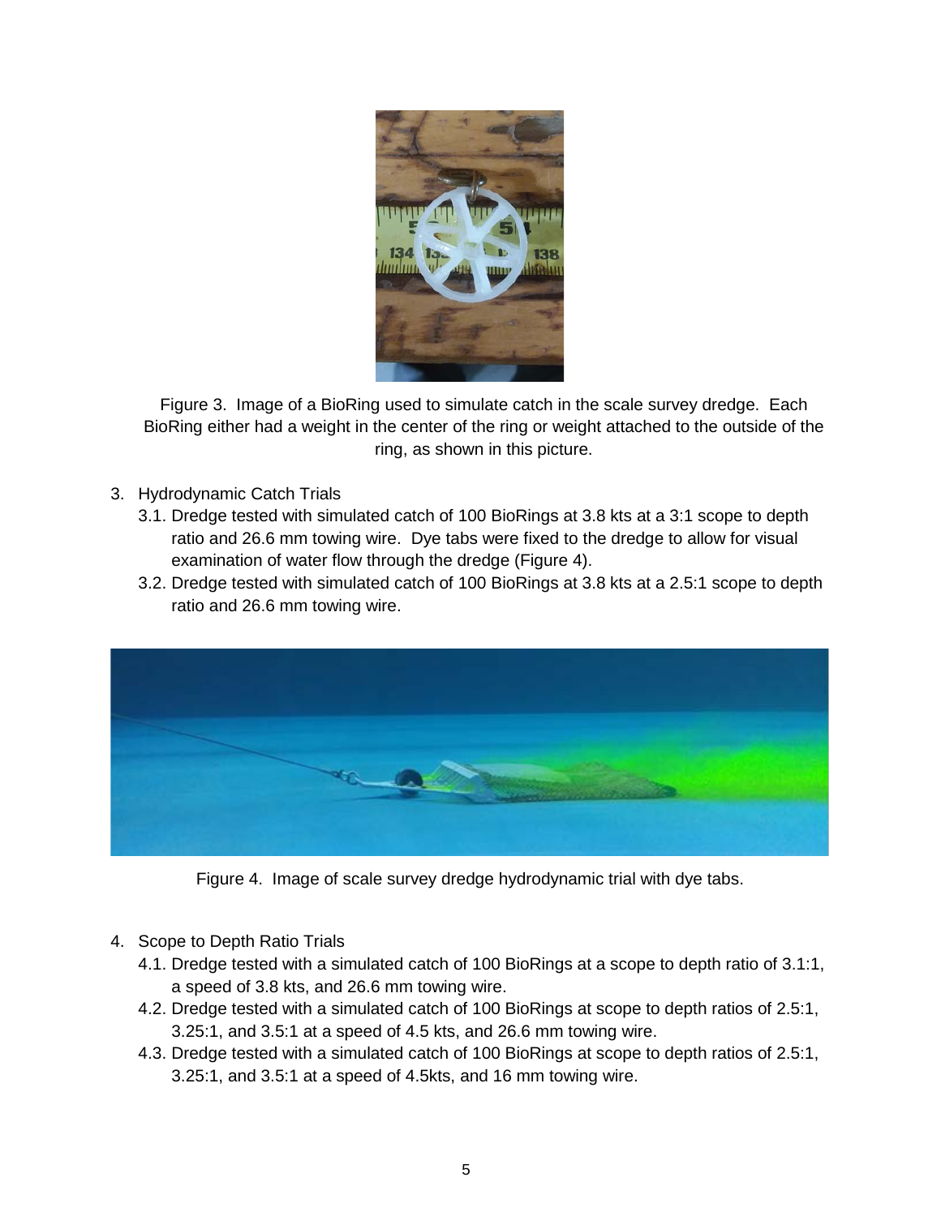Figure 3. Image of a BioRing used to simulate catch in the scale survey dredge. Each BioRing either had a weight in the center of the ring or weight attached to the outside of the ring, as shown in this picture.

3. Hydrodynamic Catch Trials
   3.1. Dredge tested with simulated catch of 100 BioRings at 3.8 kts at a 3:1 scope to depth ratio and 26.6 mm towing wire. Dye tabs were fixed to the dredge to allow for visual examination of water flow through the dredge (Figure 4).
   3.2. Dredge tested with simulated catch of 100 BioRings at 3.8 kts at a 2.5:1 scope to depth ratio and 26.6 mm towing wire.

Figure 4. Image of scale survey dredge hydrodynamic trial with dye tabs.

4. Scope to Depth Ratio Trials
   4.1. Dredge tested with a simulated catch of 100 BioRings at a scope to depth ratio of 3.1:1, a speed of 3.8 kts, and 26.6 mm towing wire.
   4.2. Dredge tested with a simulated catch of 100 BioRings at scope to depth ratios of 2.5:1, 3.25:1, and 3.5:1 at a speed of 4.5 kts, and 26.6 mm towing wire.
   4.3. Dredge tested with a simulated catch of 100 BioRings at scope to depth ratios of 2.5:1, 3.25:1, and 3.5:1 at a speed of 4.5kts, and 16 mm towing wire.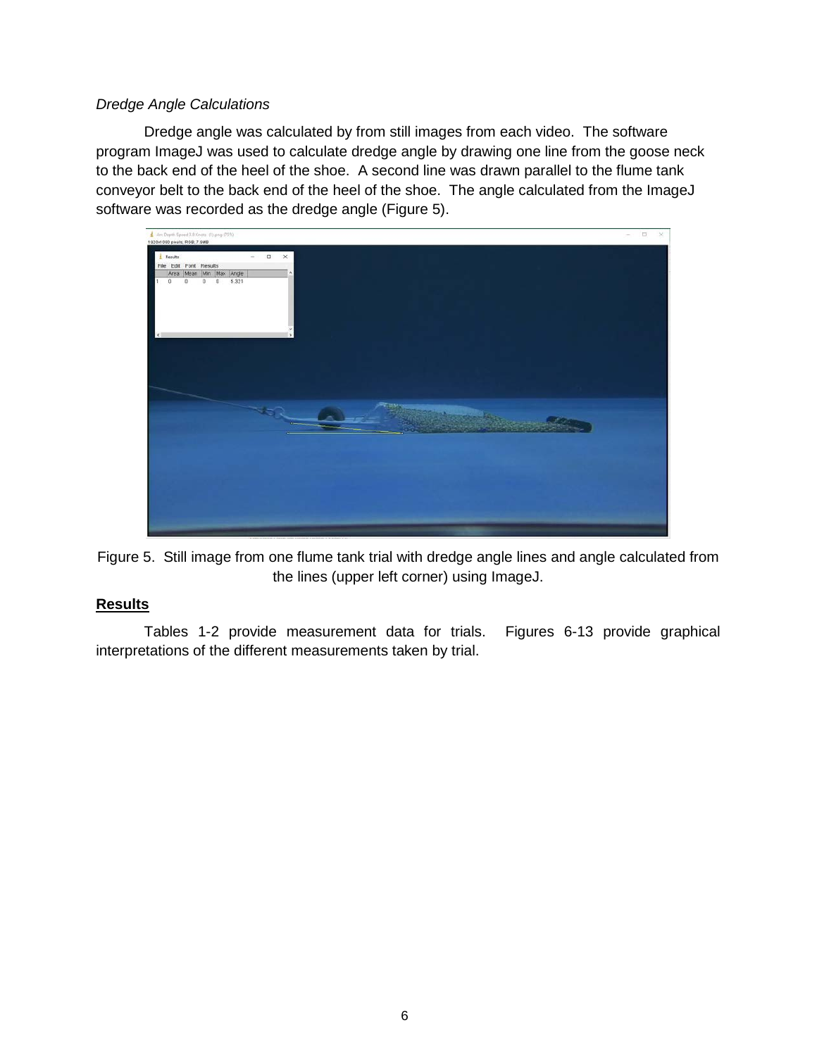*Dredge Angle Calculations*

Dredge angle was calculated by from still images from each video. The software program ImageJ was used to calculate dredge angle by drawing one line from the goose neck to the back end of the heel of the shoe. A second line was drawn parallel to the flume tank conveyor belt to the back end of the heel of the shoe. The angle calculated from the ImageJ software was recorded as the dredge angle (Figure 5).

Figure 5. Still image from one flume tank trial with dredge angle lines and angle calculated from the lines (upper left corner) using ImageJ.

## **Results**

Tables 1-2 provide measurement data for trials. Figures 6-13 provide graphical interpretations of the different measurements taken by trial.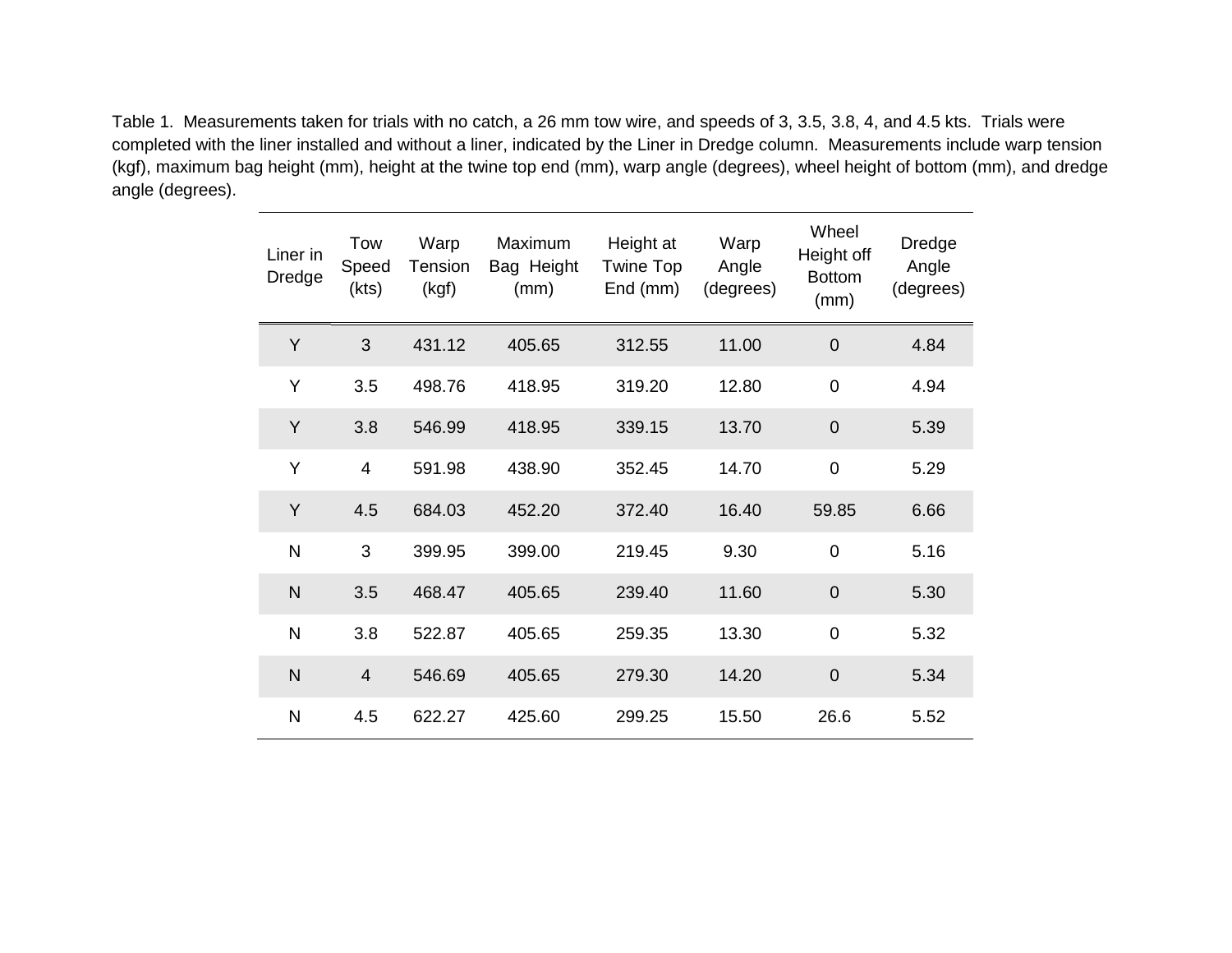Table 1. Measurements taken for trials with no catch, a 26 mm tow wire, and speeds of 3, 3.5, 3.8, 4, and 4.5 kts. Trials were completed with the liner installed and without a liner, indicated by the Liner in Dredge column. Measurements include warp tension (kgf), maximum bag height (mm), height at the twine top end (mm), warp angle (degrees), wheel height of bottom (mm), and dredge angle (degrees).

| Liner in Dredge | Tow Speed (kts) | Warp Tension (kgf) | Maximum Bag Height (mm) | Height at Twine Top End (mm) | Warp Angle (degrees) | Wheel Height off Bottom (mm) | Dredge Angle (degrees) |
|---|---|---|---|---|---|---|---|
| Y | 3 | 431.12 | 405.65 | 312.55 | 11.00 | 0 | 4.84 |
| Y | 3.5 | 498.76 | 418.95 | 319.20 | 12.80 | 0 | 4.94 |
| Y | 3.8 | 546.99 | 418.95 | 339.15 | 13.70 | 0 | 5.39 |
| Y | 4 | 591.98 | 438.90 | 352.45 | 14.70 | 0 | 5.29 |
| Y | 4.5 | 684.03 | 452.20 | 372.40 | 16.40 | 59.85 | 6.66 |
| N | 3 | 399.95 | 399.00 | 219.45 | 9.30 | 0 | 5.16 |
| N | 3.5 | 468.47 | 405.65 | 239.40 | 11.60 | 0 | 5.30 |
| N | 3.8 | 522.87 | 405.65 | 259.35 | 13.30 | 0 | 5.32 |
| N | 4 | 546.69 | 405.65 | 279.30 | 14.20 | 0 | 5.34 |
| N | 4.5 | 622.27 | 425.60 | 299.25 | 15.50 | 26.6 | 5.52 |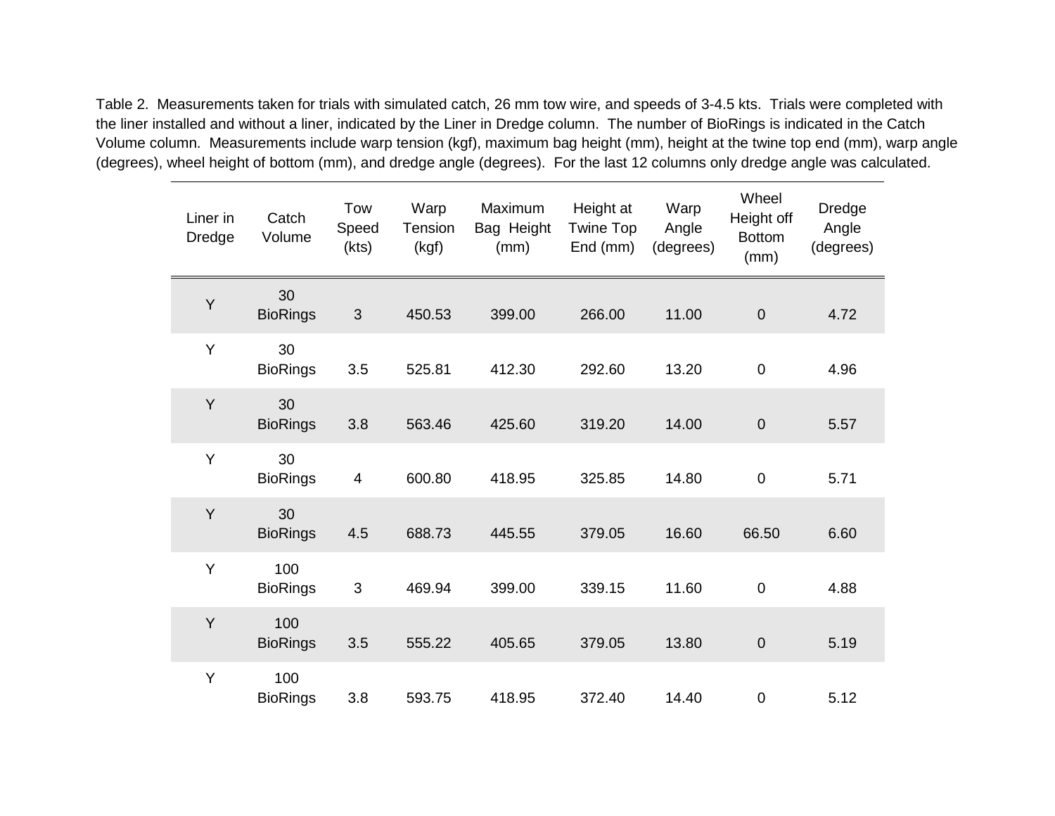Table 2. Measurements taken for trials with simulated catch, 26 mm tow wire, and speeds of 3-4.5 kts. Trials were completed with the liner installed and without a liner, indicated by the Liner in Dredge column. The number of BioRings is indicated in the Catch Volume column. Measurements include warp tension (kgf), maximum bag height (mm), height at the twine top end (mm), warp angle (degrees), wheel height of bottom (mm), and dredge angle (degrees). For the last 12 columns only dredge angle was calculated.

| Liner in Dredge | Catch Volume | Tow Speed (kts) | Warp Tension (kgf) | Maximum Bag Height (mm) | Height at Twine Top End (mm) | Warp Angle (degrees) | Wheel Height off Bottom (mm) | Dredge Angle (degrees) |
|---|---|---|---|---|---|---|---|---|
| Y | 30 BioRings | 3 | 450.53 | 399.00 | 266.00 | 11.00 | 0 | 4.72 |
| Y | 30 BioRings | 3.5 | 525.81 | 412.30 | 292.60 | 13.20 | 0 | 4.96 |
| Y | 30 BioRings | 3.8 | 563.46 | 425.60 | 319.20 | 14.00 | 0 | 5.57 |
| Y | 30 BioRings | 4 | 600.80 | 418.95 | 325.85 | 14.80 | 0 | 5.71 |
| Y | 30 BioRings | 4.5 | 688.73 | 445.55 | 379.05 | 16.60 | 66.50 | 6.60 |
| Y | 100 BioRings | 3 | 469.94 | 399.00 | 339.15 | 11.60 | 0 | 4.88 |
| Y | 100 BioRings | 3.5 | 555.22 | 405.65 | 379.05 | 13.80 | 0 | 5.19 |
| Y | 100 BioRings | 3.8 | 593.75 | 418.95 | 372.40 | 14.40 | 0 | 5.12 |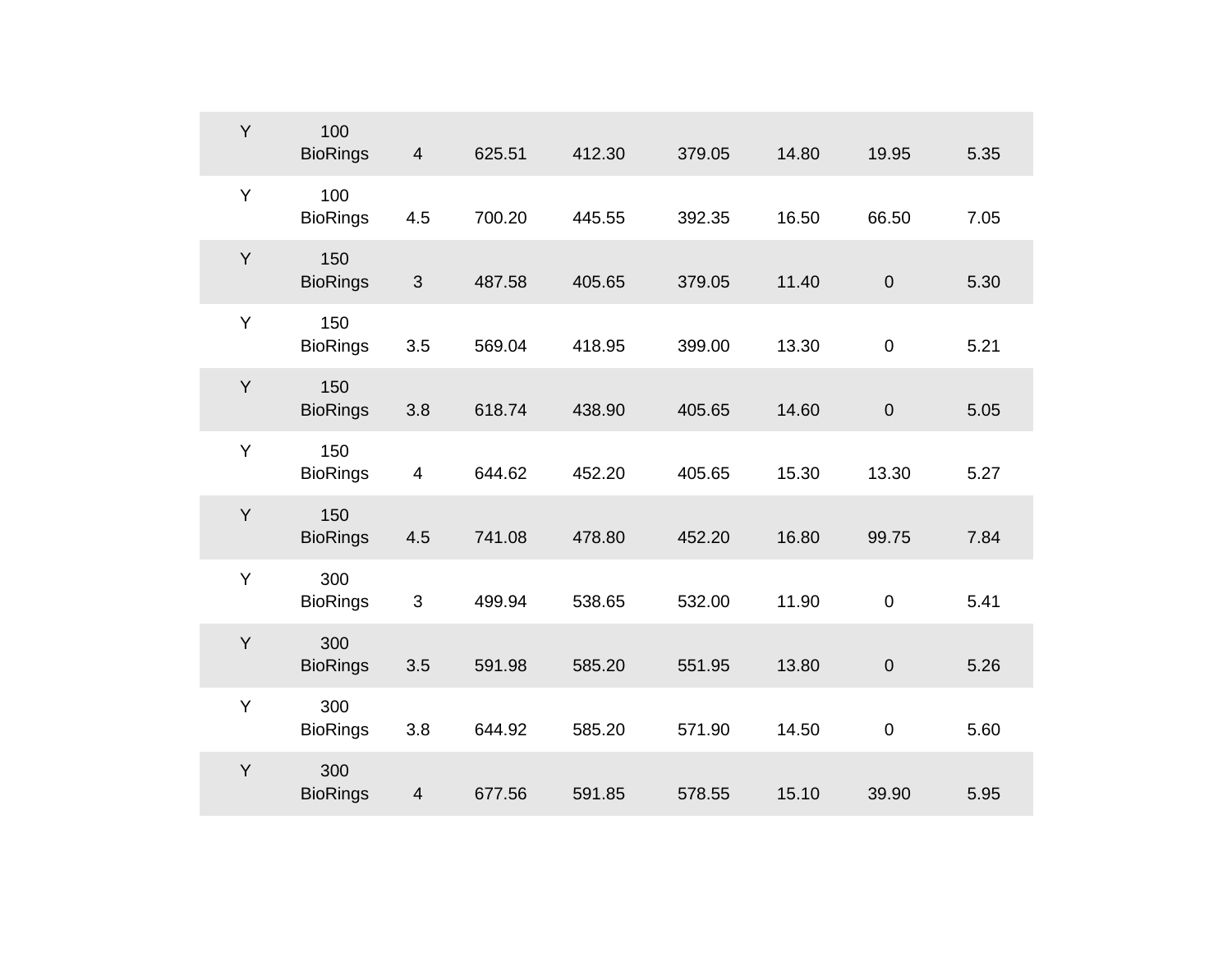| | | | | | | | | |
|---|---|---|---|---|---|---|---|---|
| Y | 100 BioRings | 4 | 625.51 | 412.30 | 379.05 | 14.80 | 19.95 | 5.35 |
| Y | 100 BioRings | 4.5 | 700.20 | 445.55 | 392.35 | 16.50 | 66.50 | 7.05 |
| Y | 150 BioRings | 3 | 487.58 | 405.65 | 379.05 | 11.40 | 0 | 5.30 |
| Y | 150 BioRings | 3.5 | 569.04 | 418.95 | 399.00 | 13.30 | 0 | 5.21 |
| Y | 150 BioRings | 3.8 | 618.74 | 438.90 | 405.65 | 14.60 | 0 | 5.05 |
| Y | 150 BioRings | 4 | 644.62 | 452.20 | 405.65 | 15.30 | 13.30 | 5.27 |
| Y | 150 BioRings | 4.5 | 741.08 | 478.80 | 452.20 | 16.80 | 99.75 | 7.84 |
| Y | 300 BioRings | 3 | 499.94 | 538.65 | 532.00 | 11.90 | 0 | 5.41 |
| Y | 300 BioRings | 3.5 | 591.98 | 585.20 | 551.95 | 13.80 | 0 | 5.26 |
| Y | 300 BioRings | 3.8 | 644.92 | 585.20 | 571.90 | 14.50 | 0 | 5.60 |
| Y | 300 BioRings | 4 | 677.56 | 591.85 | 578.55 | 15.10 | 39.90 | 5.95 |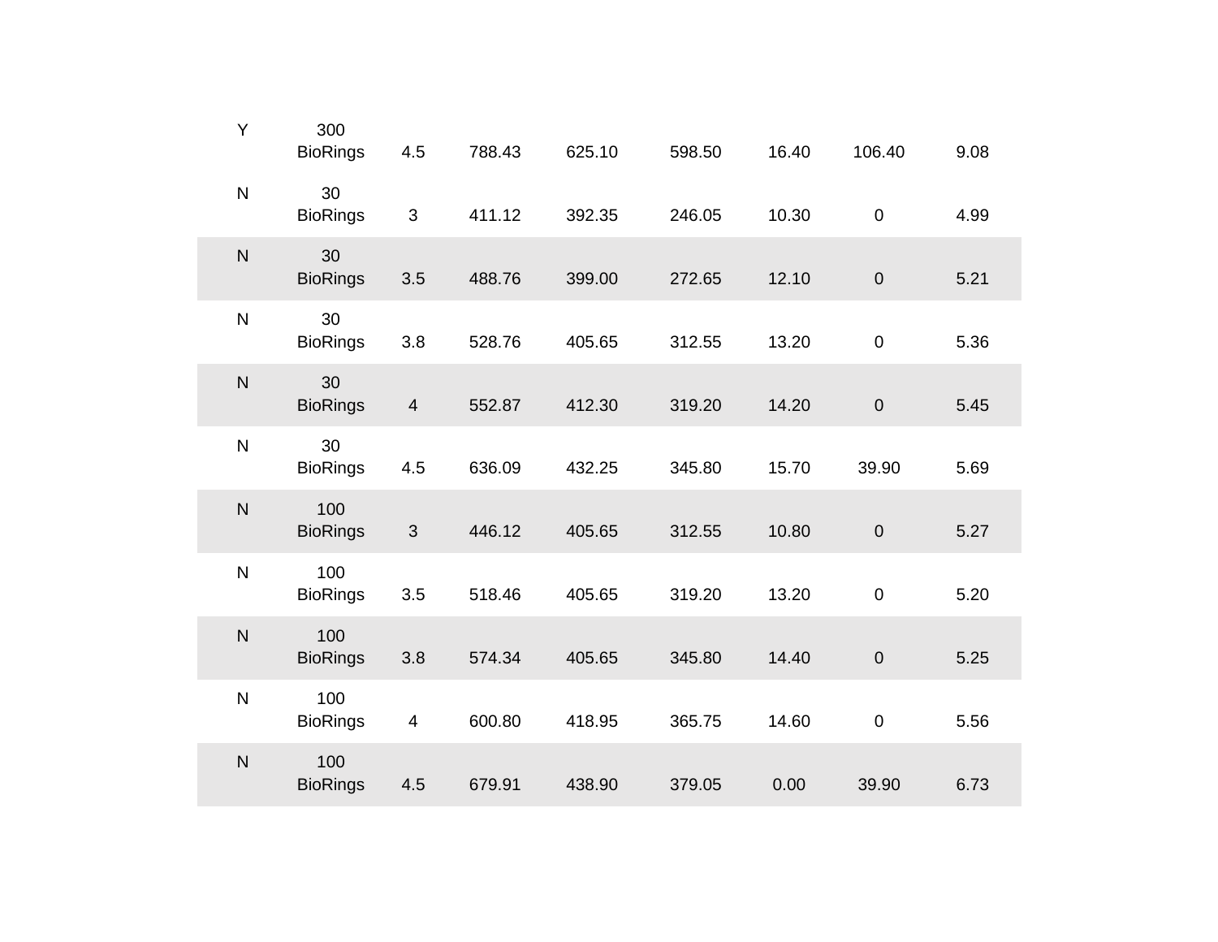| | | | | | | | | |
|---|---|---|---|---|---|---|---|---|
| Y | 300 BioRings | 4.5 | 788.43 | 625.10 | 598.50 | 16.40 | 106.40 | 9.08 |
| N | 30 BioRings | 3 | 411.12 | 392.35 | 246.05 | 10.30 | 0 | 4.99 |
| N | 30 BioRings | 3.5 | 488.76 | 399.00 | 272.65 | 12.10 | 0 | 5.21 |
| N | 30 BioRings | 3.8 | 528.76 | 405.65 | 312.55 | 13.20 | 0 | 5.36 |
| N | 30 BioRings | 4 | 552.87 | 412.30 | 319.20 | 14.20 | 0 | 5.45 |
| N | 30 BioRings | 4.5 | 636.09 | 432.25 | 345.80 | 15.70 | 39.90 | 5.69 |
| N | 100 BioRings | 3 | 446.12 | 405.65 | 312.55 | 10.80 | 0 | 5.27 |
| N | 100 BioRings | 3.5 | 518.46 | 405.65 | 319.20 | 13.20 | 0 | 5.20 |
| N | 100 BioRings | 3.8 | 574.34 | 405.65 | 345.80 | 14.40 | 0 | 5.25 |
| N | 100 BioRings | 4 | 600.80 | 418.95 | 365.75 | 14.60 | 0 | 5.56 |
| N | 100 BioRings | 4.5 | 679.91 | 438.90 | 379.05 | 0.00 | 39.90 | 6.73 |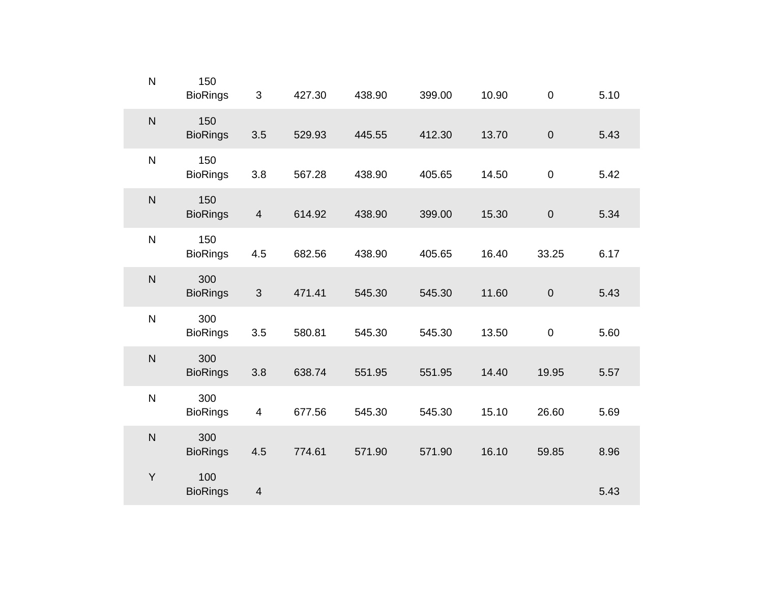| | | | | | | | | |
|---|---|---|---|---|---|---|---|---|
| N | 150 BioRings | 3 | 427.30 | 438.90 | 399.00 | 10.90 | 0 | 5.10 |
| N | 150 BioRings | 3.5 | 529.93 | 445.55 | 412.30 | 13.70 | 0 | 5.43 |
| N | 150 BioRings | 3.8 | 567.28 | 438.90 | 405.65 | 14.50 | 0 | 5.42 |
| N | 150 BioRings | 4 | 614.92 | 438.90 | 399.00 | 15.30 | 0 | 5.34 |
| N | 150 BioRings | 4.5 | 682.56 | 438.90 | 405.65 | 16.40 | 33.25 | 6.17 |
| N | 300 BioRings | 3 | 471.41 | 545.30 | 545.30 | 11.60 | 0 | 5.43 |
| N | 300 BioRings | 3.5 | 580.81 | 545.30 | 545.30 | 13.50 | 0 | 5.60 |
| N | 300 BioRings | 3.8 | 638.74 | 551.95 | 551.95 | 14.40 | 19.95 | 5.57 |
| N | 300 BioRings | 4 | 677.56 | 545.30 | 545.30 | 15.10 | 26.60 | 5.69 |
| N | 300 BioRings | 4.5 | 774.61 | 571.90 | 571.90 | 16.10 | 59.85 | 8.96 |
| Y | 100 BioRings | 4 | | | | | | 5.43 |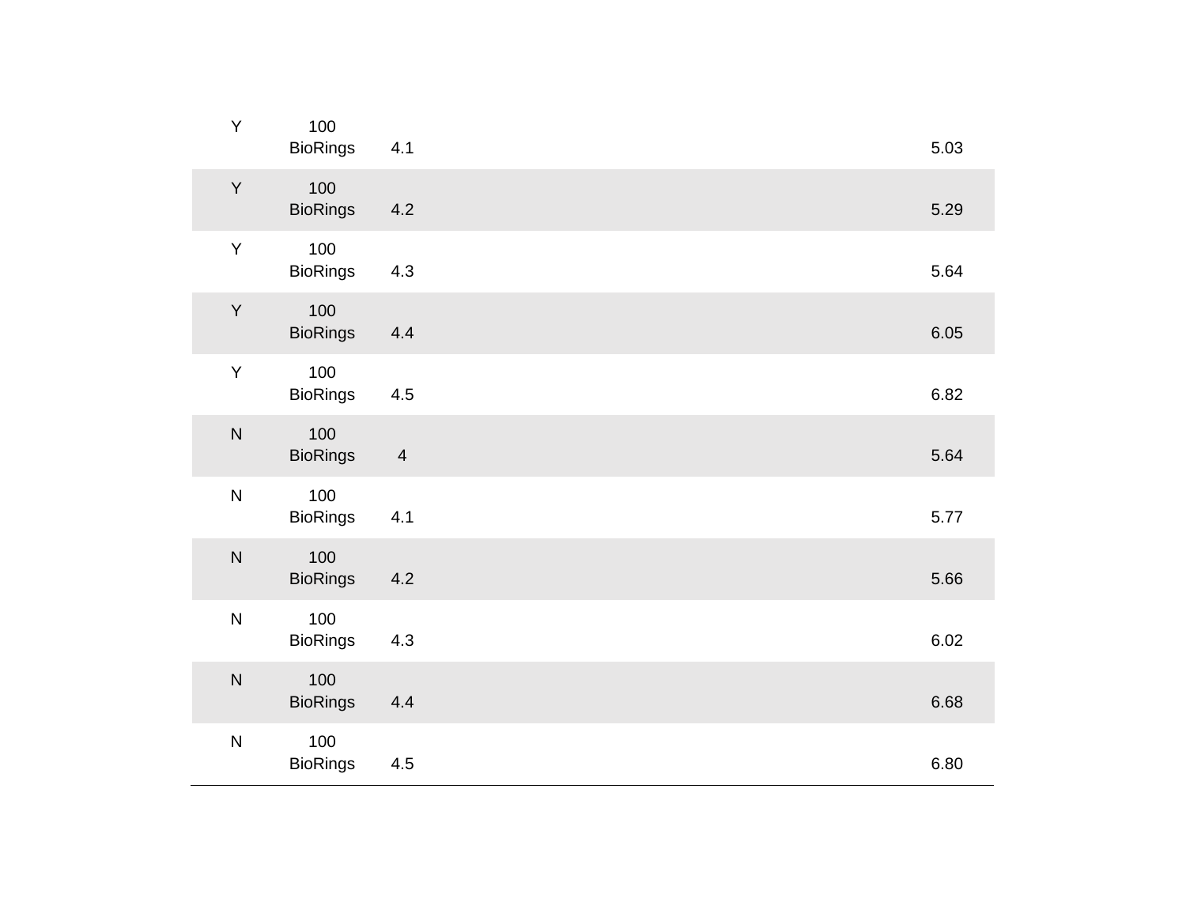| | | | |
|---|---|---|---|
| Y | 100 BioRings | 4.1 | 5.03 |
| Y | 100 BioRings | 4.2 | 5.29 |
| Y | 100 BioRings | 4.3 | 5.64 |
| Y | 100 BioRings | 4.4 | 6.05 |
| Y | 100 BioRings | 4.5 | 6.82 |
| N | 100 BioRings | 4 | 5.64 |
| N | 100 BioRings | 4.1 | 5.77 |
| N | 100 BioRings | 4.2 | 5.66 |
| N | 100 BioRings | 4.3 | 6.02 |
| N | 100 BioRings | 4.4 | 6.68 |
| N | 100 BioRings | 4.5 | 6.80 |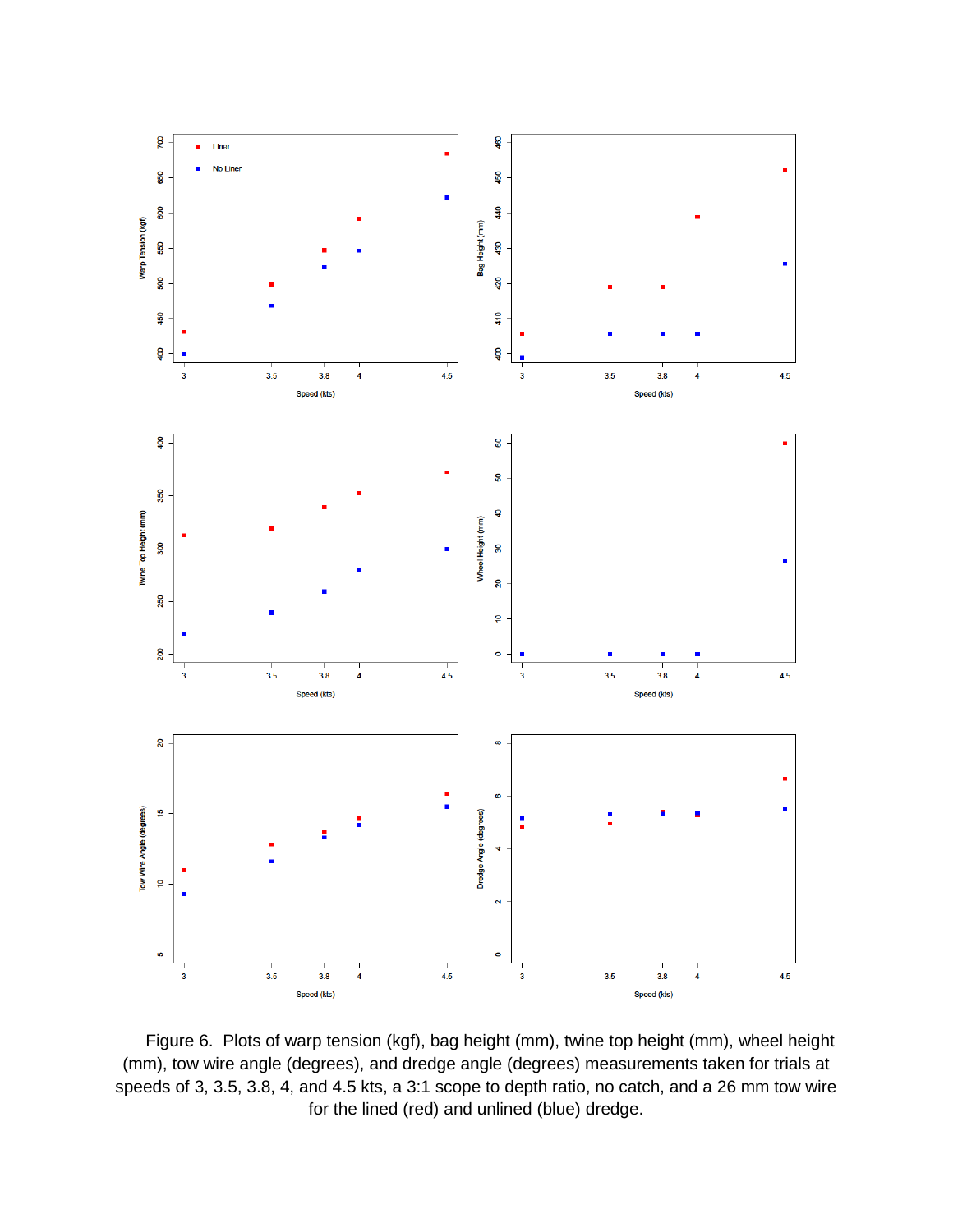Figure 6. Plots of warp tension (kgf), bag height (mm), twine top height (mm), wheel height (mm), tow wire angle (degrees), and dredge angle (degrees) measurements taken for trials at speeds of 3, 3.5, 3.8, 4, and 4.5 kts, a 3:1 scope to depth ratio, no catch, and a 26 mm tow wire for the lined (red) and unlined (blue) dredge.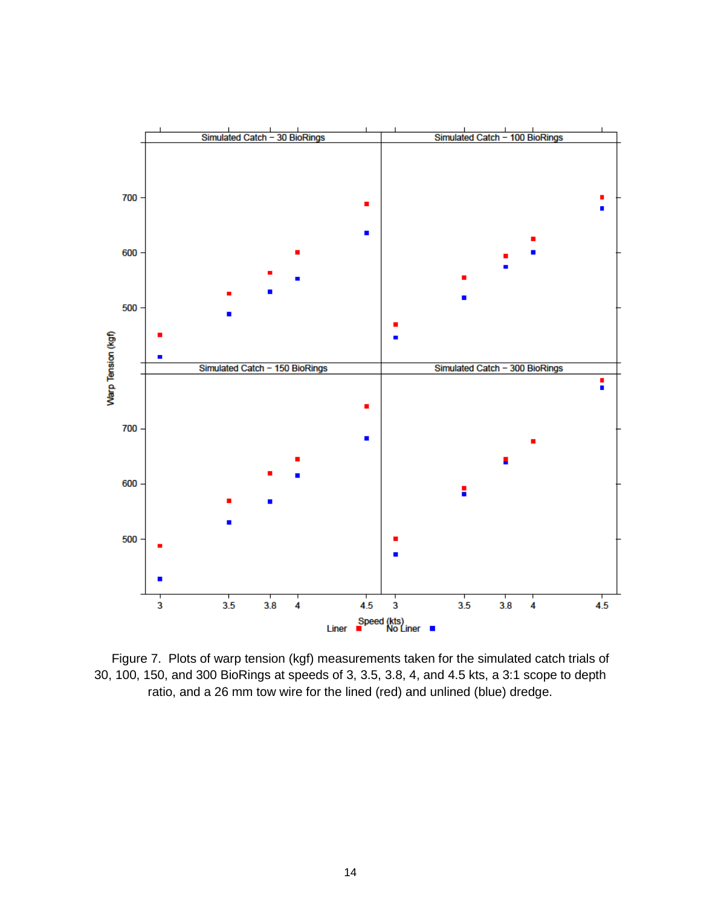Figure 7. Plots of warp tension (kgf) measurements taken for the simulated catch trials of 30, 100, 150, and 300 BioRings at speeds of 3, 3.5, 3.8, 4, and 4.5 kts, a 3:1 scope to depth ratio, and a 26 mm tow wire for the lined (red) and unlined (blue) dredge.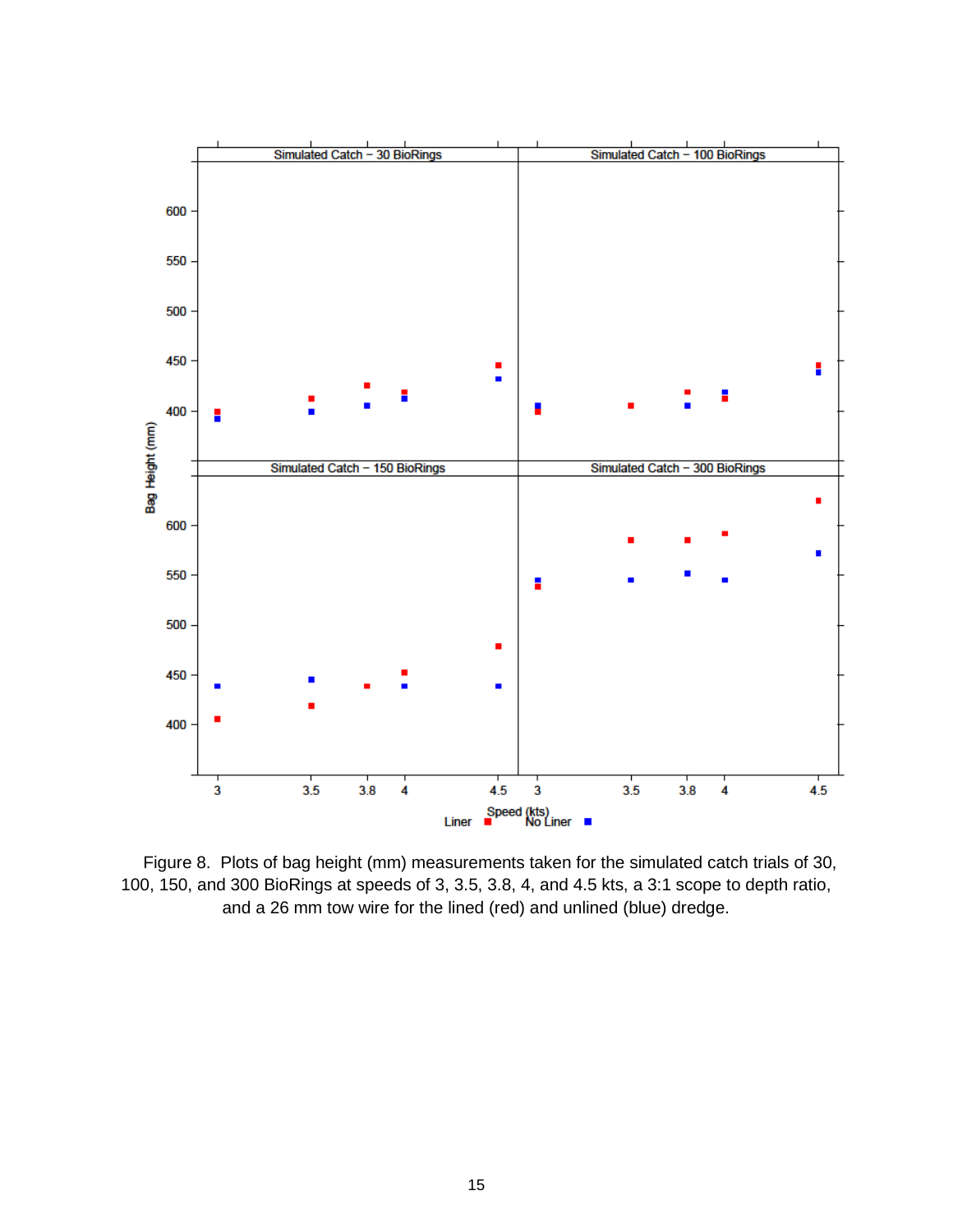Figure 8. Plots of bag height (mm) measurements taken for the simulated catch trials of 30, 100, 150, and 300 BioRings at speeds of 3, 3.5, 3.8, 4, and 4.5 kts, a 3:1 scope to depth ratio, and a 26 mm tow wire for the lined (red) and unlined (blue) dredge.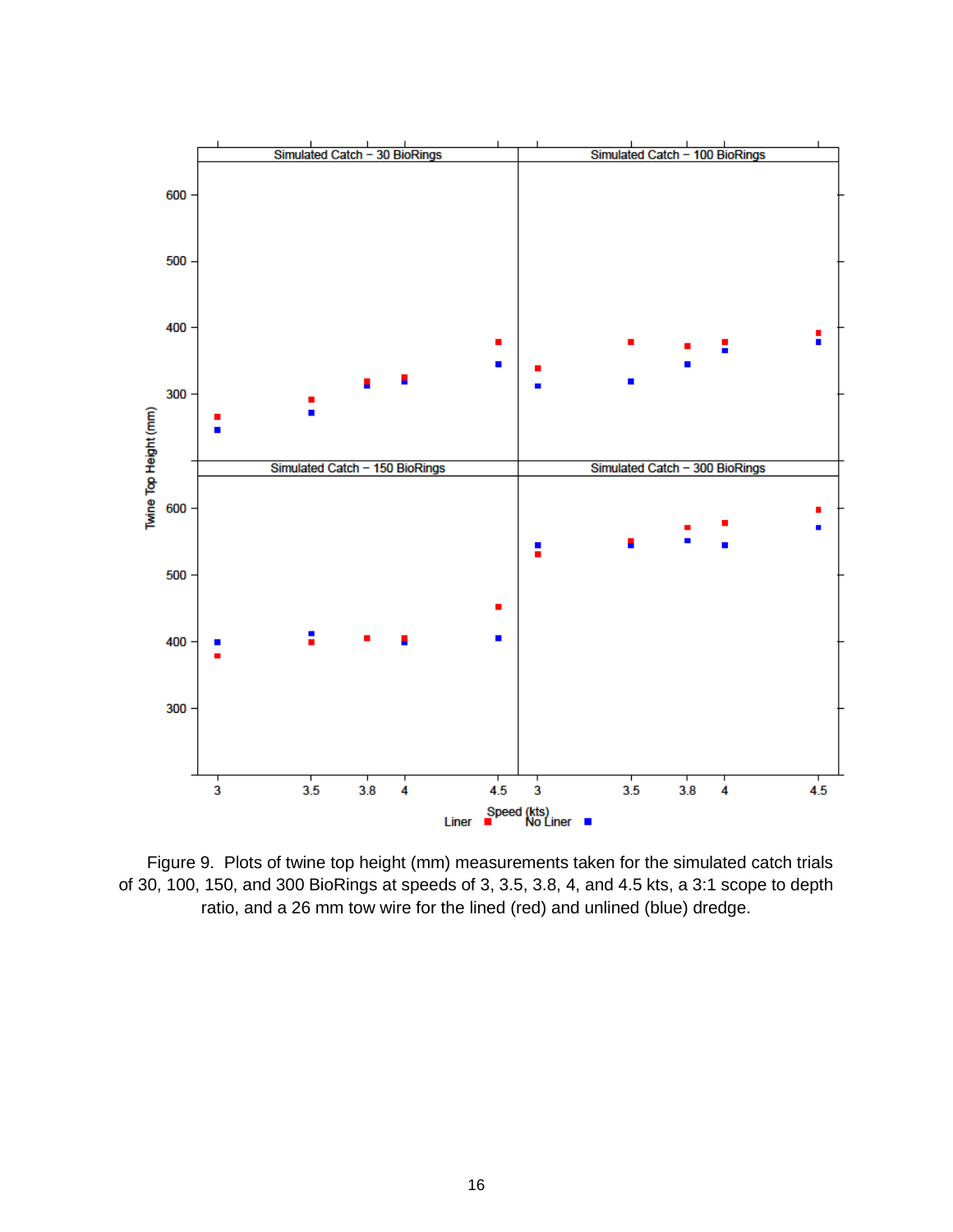Figure 9. Plots of twine top height (mm) measurements taken for the simulated catch trials of 30, 100, 150, and 300 BioRings at speeds of 3, 3.5, 3.8, 4, and 4.5 kts, a 3:1 scope to depth ratio, and a 26 mm tow wire for the lined (red) and unlined (blue) dredge.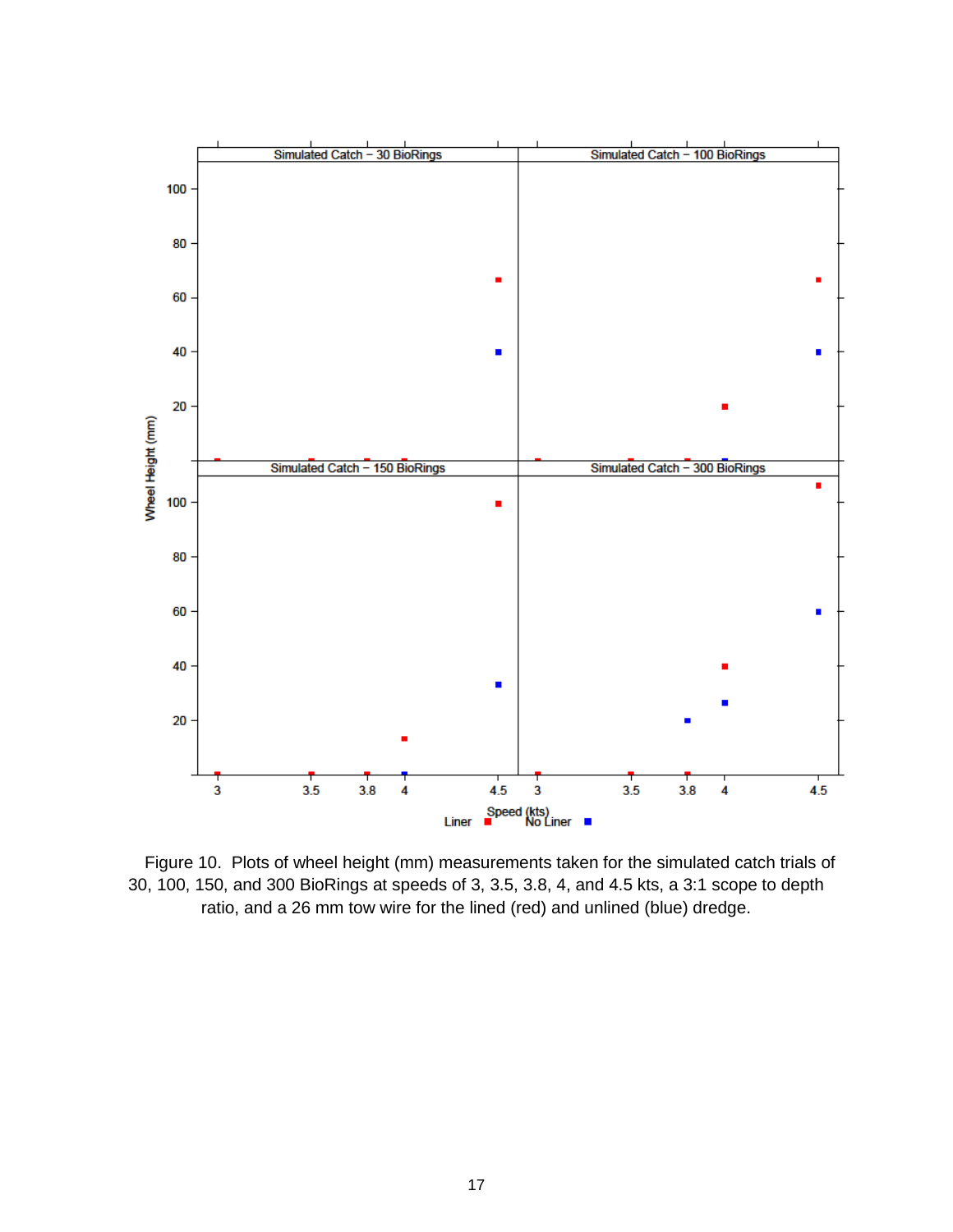Figure 10. Plots of wheel height (mm) measurements taken for the simulated catch trials of 30, 100, 150, and 300 BioRings at speeds of 3, 3.5, 3.8, 4, and 4.5 kts, a 3:1 scope to depth ratio, and a 26 mm tow wire for the lined (red) and unlined (blue) dredge.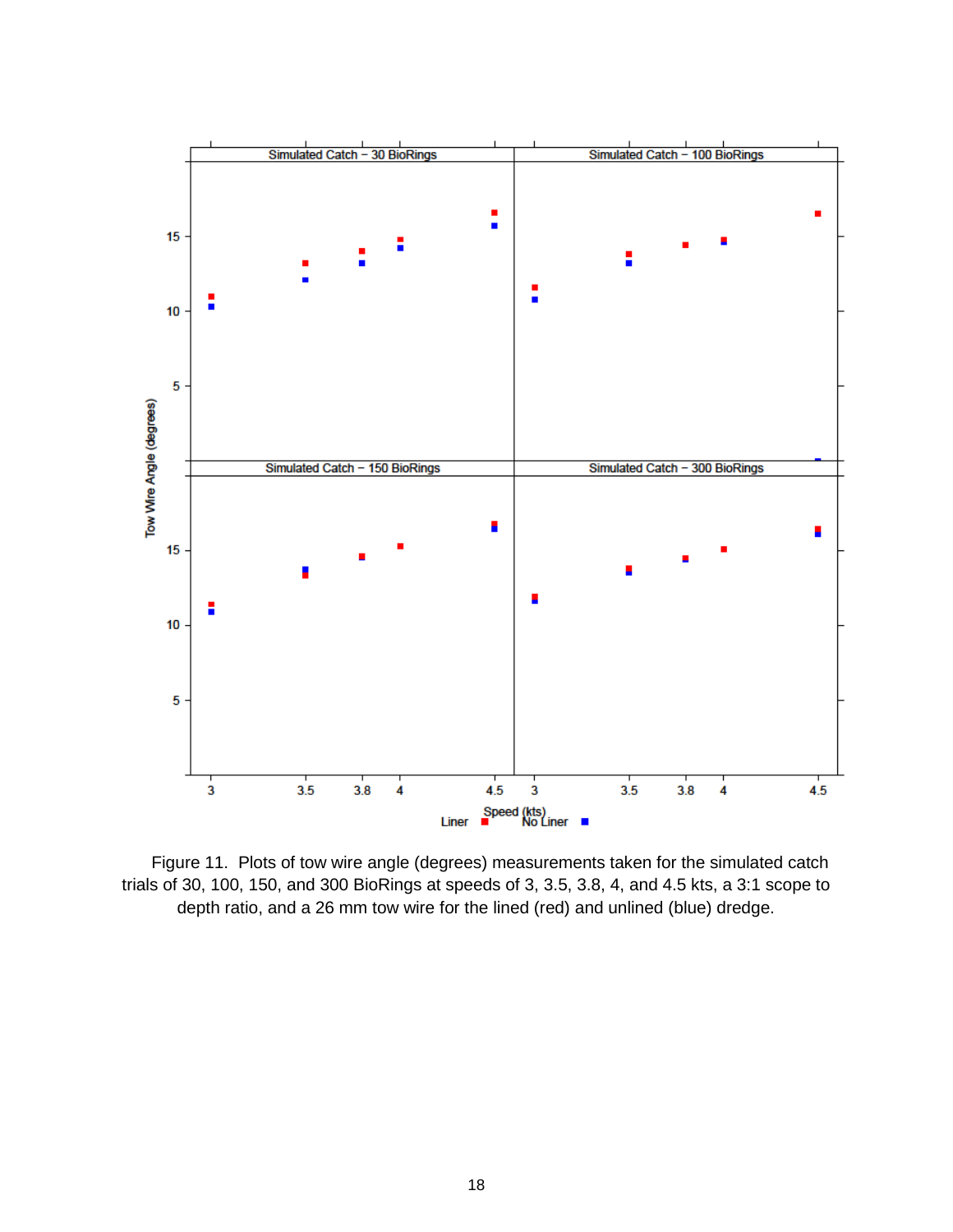Figure 11. Plots of tow wire angle (degrees) measurements taken for the simulated catch trials of 30, 100, 150, and 300 BioRings at speeds of 3, 3.5, 3.8, 4, and 4.5 kts, a 3:1 scope to depth ratio, and a 26 mm tow wire for the lined (red) and unlined (blue) dredge.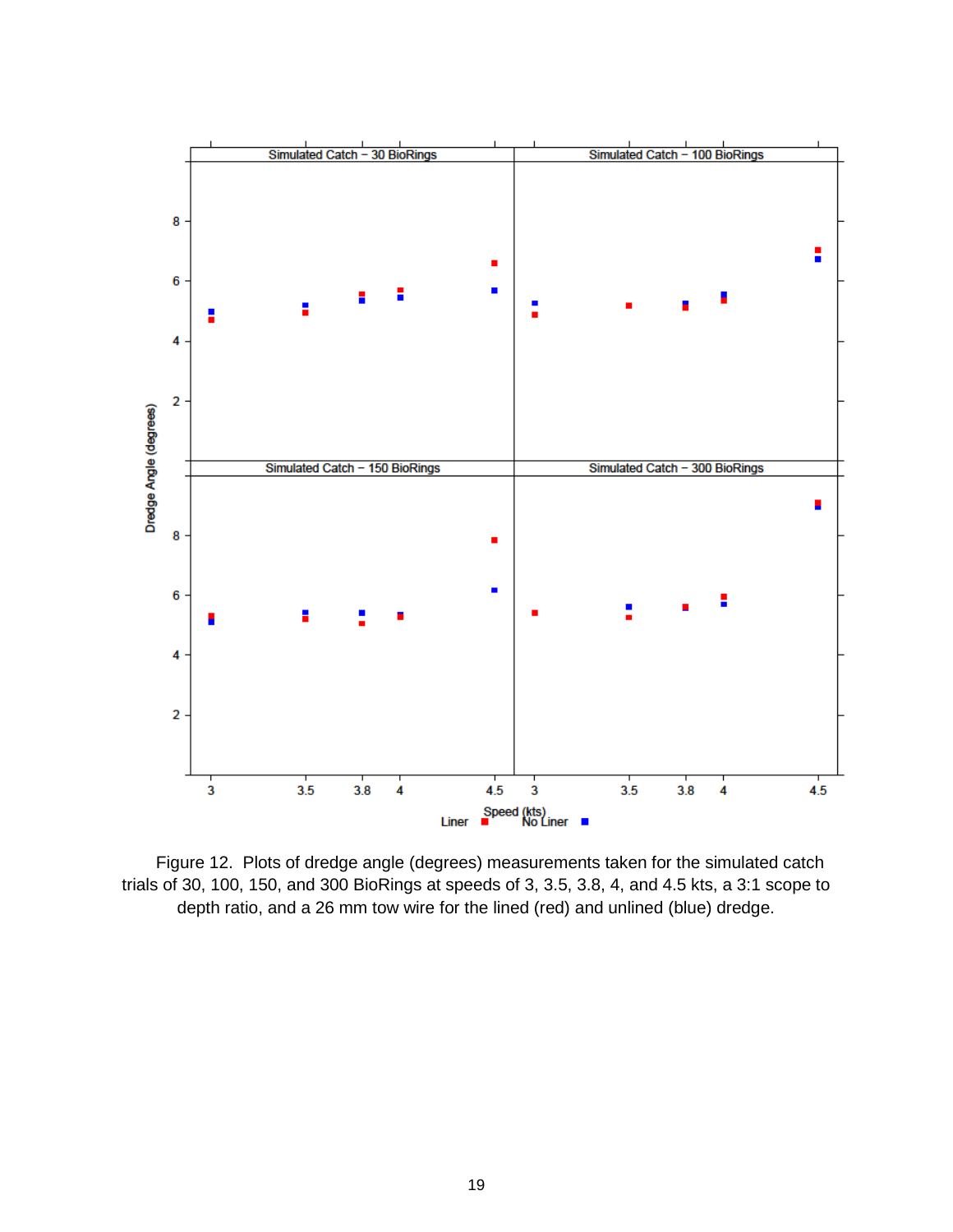Figure 12. Plots of dredge angle (degrees) measurements taken for the simulated catch trials of 30, 100, 150, and 300 BioRings at speeds of 3, 3.5, 3.8, 4, and 4.5 kts, a 3:1 scope to depth ratio, and a 26 mm tow wire for the lined (red) and unlined (blue) dredge.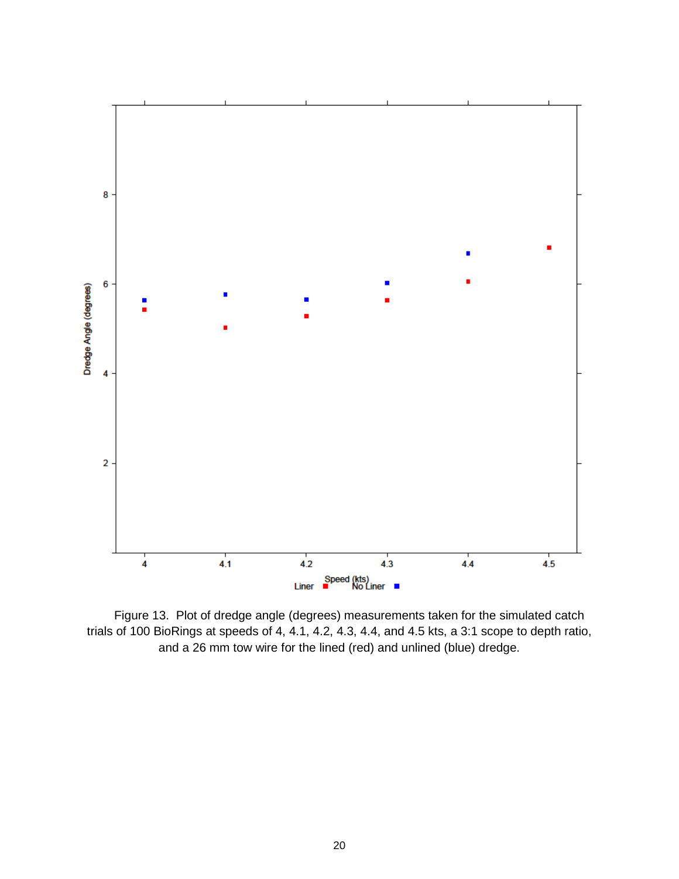Figure 13. Plot of dredge angle (degrees) measurements taken for the simulated catch trials of 100 BioRings at speeds of 4, 4.1, 4.2, 4.3, 4.4, and 4.5 kts, a 3:1 scope to depth ratio, and a 26 mm tow wire for the lined (red) and unlined (blue) dredge.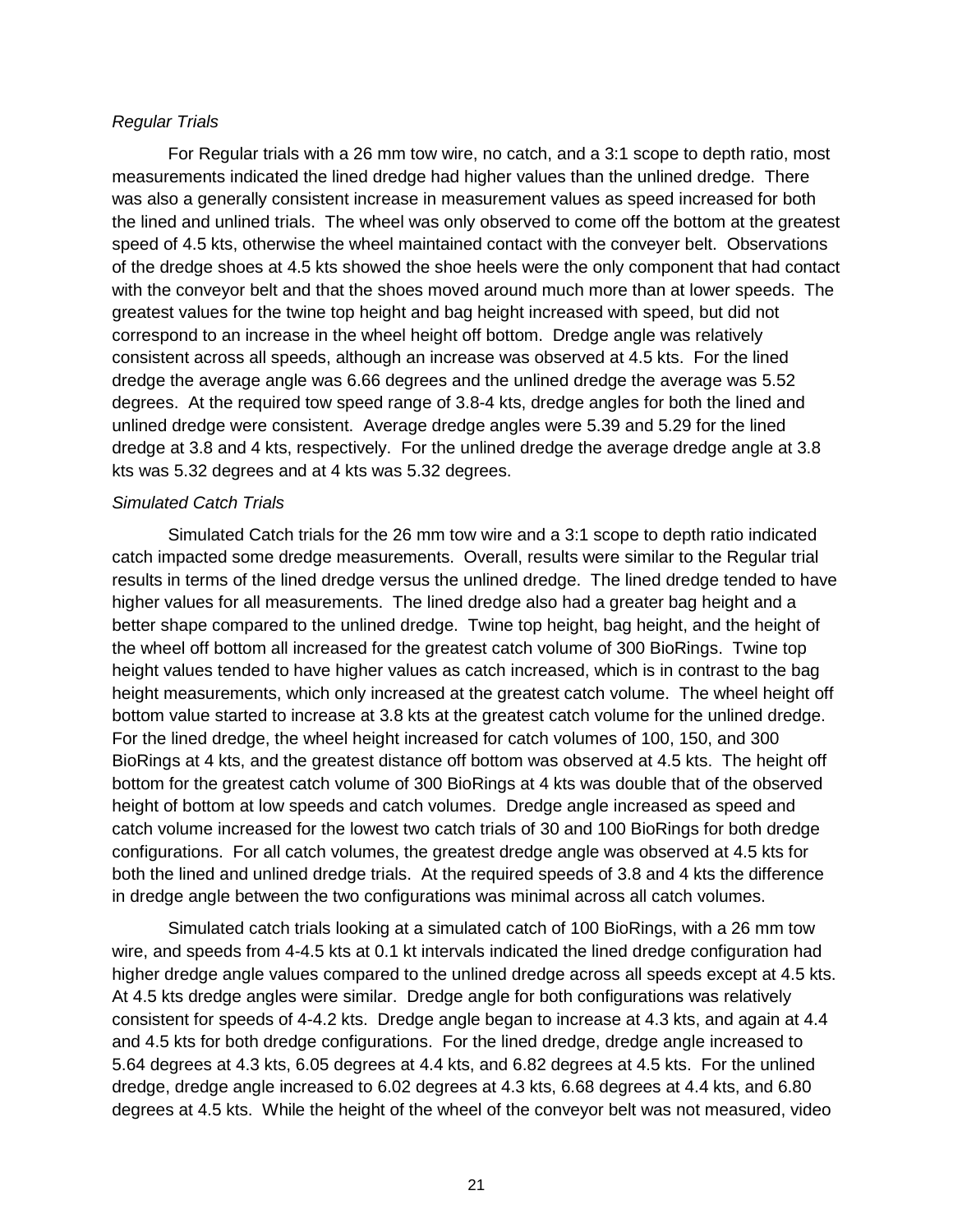*Regular Trials*

For Regular trials with a 26 mm tow wire, no catch, and a 3:1 scope to depth ratio, most measurements indicated the lined dredge had higher values than the unlined dredge. There was also a generally consistent increase in measurement values as speed increased for both the lined and unlined trials. The wheel was only observed to come off the bottom at the greatest speed of 4.5 kts, otherwise the wheel maintained contact with the conveyer belt. Observations of the dredge shoes at 4.5 kts showed the shoe heels were the only component that had contact with the conveyor belt and that the shoes moved around much more than at lower speeds. The greatest values for the twine top height and bag height increased with speed, but did not correspond to an increase in the wheel height off bottom. Dredge angle was relatively consistent across all speeds, although an increase was observed at 4.5 kts. For the lined dredge the average angle was 6.66 degrees and the unlined dredge the average was 5.52 degrees. At the required tow speed range of 3.8-4 kts, dredge angles for both the lined and unlined dredge were consistent. Average dredge angles were 5.39 and 5.29 for the lined dredge at 3.8 and 4 kts, respectively. For the unlined dredge the average dredge angle at 3.8 kts was 5.32 degrees and at 4 kts was 5.32 degrees.

*Simulated Catch Trials*

Simulated Catch trials for the 26 mm tow wire and a 3:1 scope to depth ratio indicated catch impacted some dredge measurements. Overall, results were similar to the Regular trial results in terms of the lined dredge versus the unlined dredge. The lined dredge tended to have higher values for all measurements. The lined dredge also had a greater bag height and a better shape compared to the unlined dredge. Twine top height, bag height, and the height of the wheel off bottom all increased for the greatest catch volume of 300 BioRings. Twine top height values tended to have higher values as catch increased, which is in contrast to the bag height measurements, which only increased at the greatest catch volume. The wheel height off bottom value started to increase at 3.8 kts at the greatest catch volume for the unlined dredge. For the lined dredge, the wheel height increased for catch volumes of 100, 150, and 300 BioRings at 4 kts, and the greatest distance off bottom was observed at 4.5 kts. The height off bottom for the greatest catch volume of 300 BioRings at 4 kts was double that of the observed height of bottom at low speeds and catch volumes. Dredge angle increased as speed and catch volume increased for the lowest two catch trials of 30 and 100 BioRings for both dredge configurations. For all catch volumes, the greatest dredge angle was observed at 4.5 kts for both the lined and unlined dredge trials. At the required speeds of 3.8 and 4 kts the difference in dredge angle between the two configurations was minimal across all catch volumes.

Simulated catch trials looking at a simulated catch of 100 BioRings, with a 26 mm tow wire, and speeds from 4-4.5 kts at 0.1 kt intervals indicated the lined dredge configuration had higher dredge angle values compared to the unlined dredge across all speeds except at 4.5 kts. At 4.5 kts dredge angles were similar. Dredge angle for both configurations was relatively consistent for speeds of 4-4.2 kts. Dredge angle began to increase at 4.3 kts, and again at 4.4 and 4.5 kts for both dredge configurations. For the lined dredge, dredge angle increased to 5.64 degrees at 4.3 kts, 6.05 degrees at 4.4 kts, and 6.82 degrees at 4.5 kts. For the unlined dredge, dredge angle increased to 6.02 degrees at 4.3 kts, 6.68 degrees at 4.4 kts, and 6.80 degrees at 4.5 kts. While the height of the wheel of the conveyor belt was not measured, video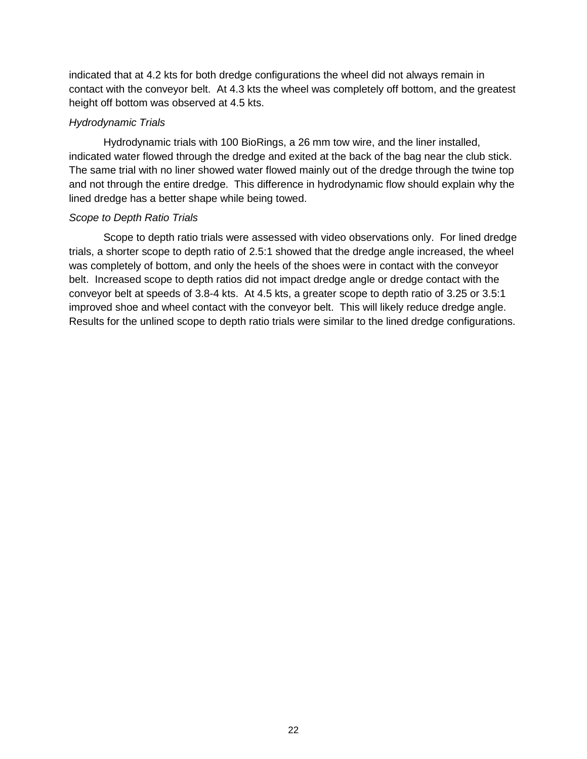indicated that at 4.2 kts for both dredge configurations the wheel did not always remain in contact with the conveyor belt. At 4.3 kts the wheel was completely off bottom, and the greatest height off bottom was observed at 4.5 kts.

*Hydrodynamic Trials*

Hydrodynamic trials with 100 BioRings, a 26 mm tow wire, and the liner installed, indicated water flowed through the dredge and exited at the back of the bag near the club stick. The same trial with no liner showed water flowed mainly out of the dredge through the twine top and not through the entire dredge. This difference in hydrodynamic flow should explain why the lined dredge has a better shape while being towed.

*Scope to Depth Ratio Trials*

Scope to depth ratio trials were assessed with video observations only. For lined dredge trials, a shorter scope to depth ratio of 2.5:1 showed that the dredge angle increased, the wheel was completely of bottom, and only the heels of the shoes were in contact with the conveyor belt. Increased scope to depth ratios did not impact dredge angle or dredge contact with the conveyor belt at speeds of 3.8-4 kts. At 4.5 kts, a greater scope to depth ratio of 3.25 or 3.5:1 improved shoe and wheel contact with the conveyor belt. This will likely reduce dredge angle. Results for the unlined scope to depth ratio trials were similar to the lined dredge configurations.